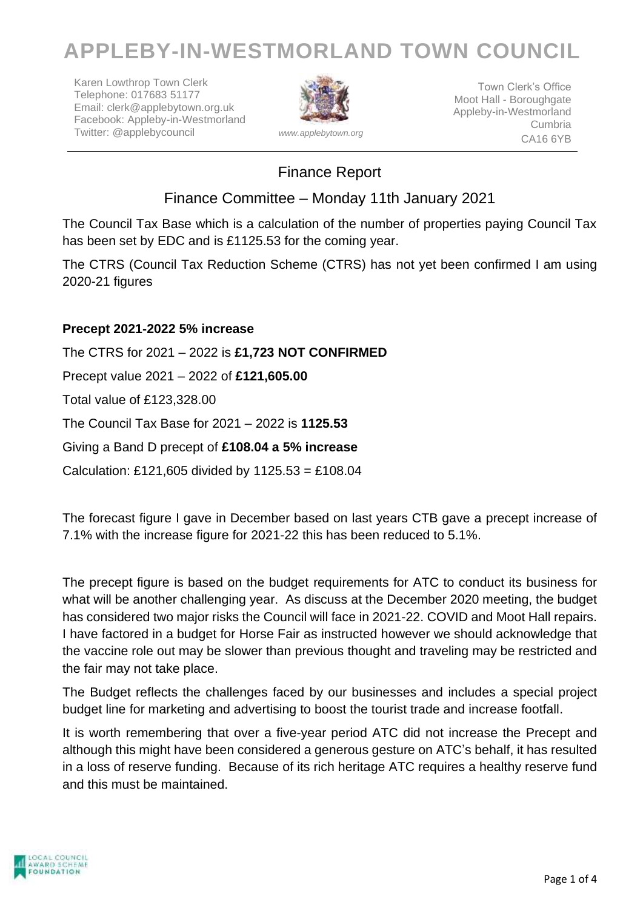# APPLEBY-IN-WESTMORLAND TOWN COUNCIL

Karen Lowthrop Town Clerk
Telephone: 017683 51177
Email: clerk@applebytown.org.uk
Facebook: Appleby-in-Westmorland
Twitter: @applebycouncil

*www.applebytown.org*

Town Clerk's Office
Moot Hall - Boroughgate
Appleby-in-Westmorland
Cumbria
CA16 6YB

## Finance Report

## Finance Committee – Monday 11th January 2021

The Council Tax Base which is a calculation of the number of properties paying Council Tax has been set by EDC and is £1125.53 for the coming year.

The CTRS (Council Tax Reduction Scheme (CTRS) has not yet been confirmed I am using 2020-21 figures

**Precept 2021-2022 5% increase**

The CTRS for 2021 – 2022 is **£1,723 NOT CONFIRMED**

Precept value 2021 – 2022 of **£121,605.00**

Total value of £123,328.00

The Council Tax Base for 2021 – 2022 is **1125.53**

Giving a Band D precept of **£108.04 a 5% increase**

Calculation: £121,605 divided by 1125.53 = £108.04

The forecast figure I gave in December based on last years CTB gave a precept increase of 7.1% with the increase figure for 2021-22 this has been reduced to 5.1%.

The precept figure is based on the budget requirements for ATC to conduct its business for what will be another challenging year. As discuss at the December 2020 meeting, the budget has considered two major risks the Council will face in 2021-22. COVID and Moot Hall repairs. I have factored in a budget for Horse Fair as instructed however we should acknowledge that the vaccine role out may be slower than previous thought and traveling may be restricted and the fair may not take place.

The Budget reflects the challenges faced by our businesses and includes a special project budget line for marketing and advertising to boost the tourist trade and increase footfall.

It is worth remembering that over a five-year period ATC did not increase the Precept and although this might have been considered a generous gesture on ATC's behalf, it has resulted in a loss of reserve funding. Because of its rich heritage ATC requires a healthy reserve fund and this must be maintained.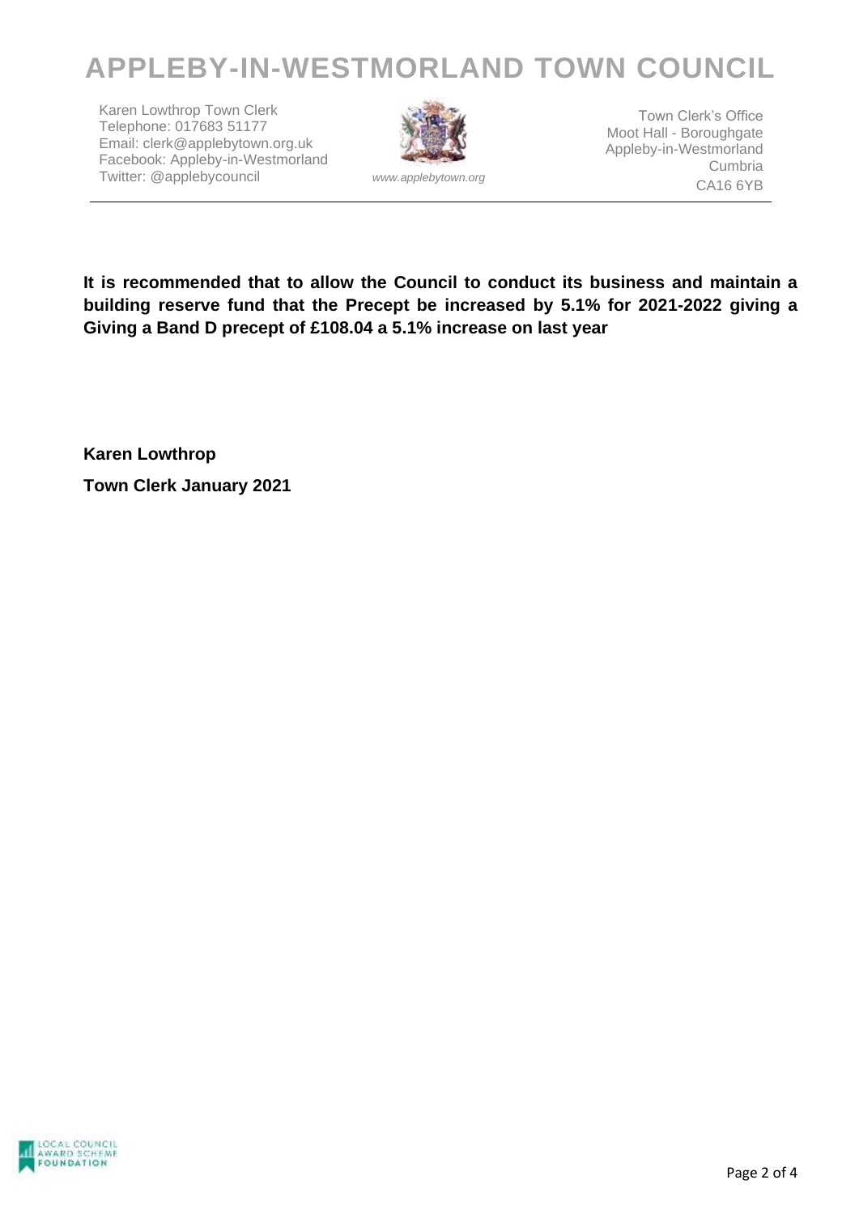# APPLEBY-IN-WESTMORLAND TOWN COUNCIL

Karen Lowthrop Town Clerk
Telephone: 017683 51177
Email: clerk@applebytown.org.uk
Facebook: Appleby-in-Westmorland
Twitter: @applebycouncil

*www.applebytown.org*

Town Clerk's Office
Moot Hall - Boroughgate
Appleby-in-Westmorland
Cumbria
CA16 6YB

**It is recommended that to allow the Council to conduct its business and maintain a building reserve fund that the Precept be increased by 5.1% for 2021-2022 giving a Giving a Band D precept of £108.04 a 5.1% increase on last year**

**Karen Lowthrop**

**Town Clerk January 2021**

LOCAL COUNCIL AWARD SCHEME FOUNDATION